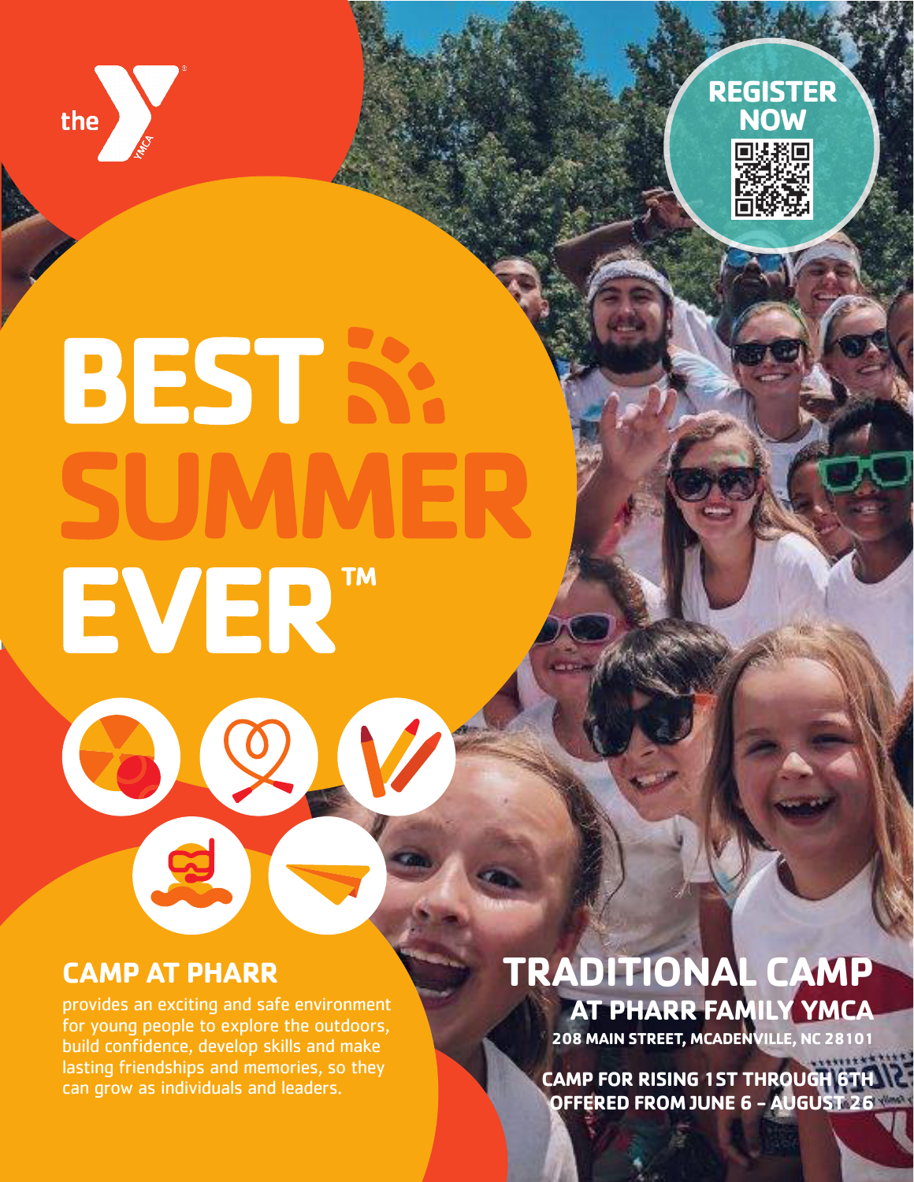REGISTER NOW

# BEST SUMMER EVER™

## CAMP AT PHARR

provides an exciting and safe environment for young people to explore the outdoors, build confidence, develop skills and make lasting friendships and memories, so they can grow as individuals and leaders.

## TRADITIONAL CAMP

### AT PHARR FAMILY YMCA

**208 MAIN STREET, MCADENVILLE, NC 28101**

**CAMP FOR RISING 1ST THROUGH 6TH**
**OFFERED FROM JUNE 6 - AUGUST 26**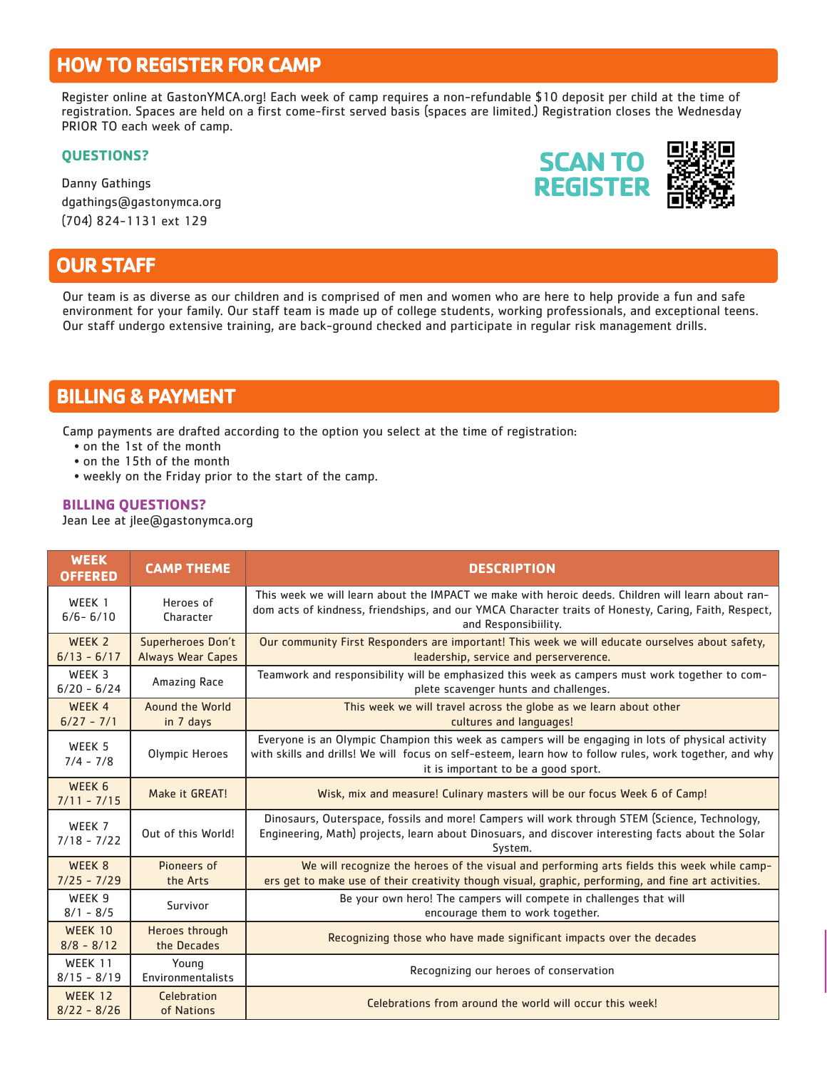## HOW TO REGISTER FOR CAMP

Register online at GastonYMCA.org! Each week of camp requires a non-refundable $10 deposit per child at the time of registration. Spaces are held on a first come-first served basis (spaces are limited.) Registration closes the Wednesday PRIOR TO each week of camp.

### QUESTIONS?

Danny Gathings
dgathings@gastonymca.org
(704) 824-1131 ext 129

**SCAN TO REGISTER**

## OUR STAFF

Our team is as diverse as our children and is comprised of men and women who are here to help provide a fun and safe environment for your family. Our staff team is made up of college students, working professionals, and exceptional teens. Our staff undergo extensive training, are back-ground checked and participate in regular risk management drills.

## BILLING & PAYMENT

Camp payments are drafted according to the option you select at the time of registration:

- on the 1st of the month
- on the 15th of the month
- weekly on the Friday prior to the start of the camp.

### BILLING QUESTIONS?

Jean Lee at jlee@gastonymca.org

| WEEK OFFERED | CAMP THEME | DESCRIPTION |
|---|---|---|
| WEEK 1 6/6- 6/10 | Heroes of Character | This week we will learn about the IMPACT we make with heroic deeds. Children will learn about random acts of kindness, friendships, and our YMCA Character traits of Honesty, Caring, Faith, Respect, and Responsibiility. |
| WEEK 2 6/13 - 6/17 | Superheroes Don't Always Wear Capes | Our community First Responders are important! This week we will educate ourselves about safety, leadership, service and perserverence. |
| WEEK 3 6/20 - 6/24 | Amazing Race | Teamwork and responsibility will be emphasized this week as campers must work together to complete scavenger hunts and challenges. |
| WEEK 4 6/27 - 7/1 | Aound the World in 7 days | This week we will travel across the globe as we learn about other cultures and languages! |
| WEEK 5 7/4 - 7/8 | Olympic Heroes | Everyone is an Olympic Champion this week as campers will be engaging in lots of physical activity with skills and drills! We will focus on self-esteem, learn how to follow rules, work together, and why it is important to be a good sport. |
| WEEK 6 7/11 - 7/15 | Make it GREAT! | Wisk, mix and measure! Culinary masters will be our focus Week 6 of Camp! |
| WEEK 7 7/18 - 7/22 | Out of this World! | Dinosaurs, Outerspace, fossils and more! Campers will work through STEM (Science, Technology, Engineering, Math) projects, learn about Dinosaurs, and discover interesting facts about the Solar System. |
| WEEK 8 7/25 - 7/29 | Pioneers of the Arts | We will recognize the heroes of the visual and performing arts fields this week while campers get to make use of their creativity though visual, graphic, performing, and fine art activities. |
| WEEK 9 8/1 - 8/5 | Survivor | Be your own hero! The campers will compete in challenges that will encourage them to work together. |
| WEEK 10 8/8 - 8/12 | Heroes through the Decades | Recognizing those who have made significant impacts over the decades |
| WEEK 11 8/15 - 8/19 | Young Environmentalists | Recognizing our heroes of conservation |
| WEEK 12 8/22 - 8/26 | Celebration of Nations | Celebrations from around the world will occur this week! |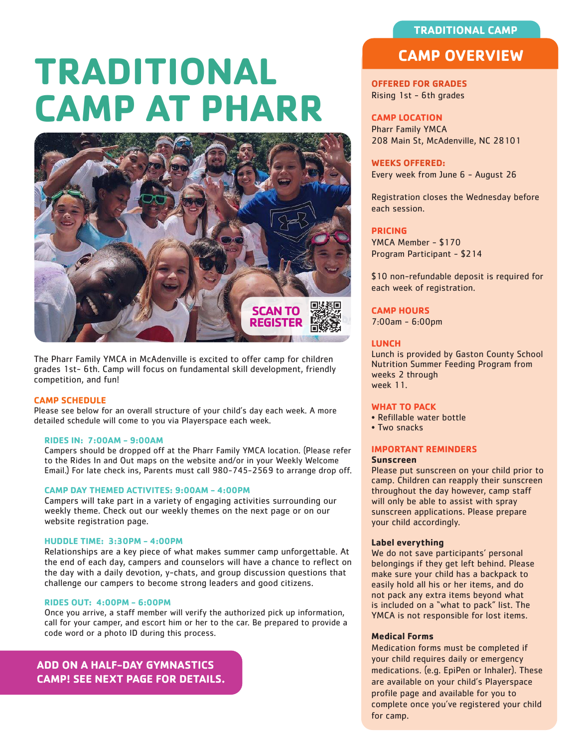# TRADITIONAL CAMP AT PHARR

SCAN TO REGISTER

The Pharr Family YMCA in McAdenville is excited to offer camp for children grades 1st- 6th. Camp will focus on fundamental skill development, friendly competition, and fun!

## CAMP SCHEDULE

Please see below for an overall structure of your child's day each week. A more detailed schedule will come to you via Playerspace each week.

### RIDES IN: 7:00AM - 9:00AM

Campers should be dropped off at the Pharr Family YMCA location. (Please refer to the Rides In and Out maps on the website and/or in your Weekly Welcome Email.) For late check ins, Parents must call 980-745-2569 to arrange drop off.

### CAMP DAY THEMED ACTIVITES: 9:00AM - 4:00PM

Campers will take part in a variety of engaging activities surrounding our weekly theme. Check out our weekly themes on the next page or on our website registration page.

### HUDDLE TIME: 3:30PM - 4:00PM

Relationships are a key piece of what makes summer camp unforgettable. At the end of each day, campers and counselors will have a chance to reflect on the day with a daily devotion, y-chats, and group discussion questions that challenge our campers to become strong leaders and good citizens.

### RIDES OUT: 4:00PM - 6:00PM

Once you arrive, a staff member will verify the authorized pick up information, call for your camper, and escort him or her to the car. Be prepared to provide a code word or a photo ID during this process.

**ADD ON A HALF-DAY GYMNASTICS CAMP! SEE NEXT PAGE FOR DETAILS.**

TRADITIONAL CAMP

## CAMP OVERVIEW

**OFFERED FOR GRADES**
Rising 1st - 6th grades

**CAMP LOCATION**
Pharr Family YMCA
208 Main St, McAdenville, NC 28101

**WEEKS OFFERED:**
Every week from June 6 - August 26

Registration closes the Wednesday before each session.

**PRICING**
YMCA Member - $170
Program Participant - $214

$10 non-refundable deposit is required for each week of registration.

**CAMP HOURS**
7:00am - 6:00pm

**LUNCH**
Lunch is provided by Gaston County School Nutrition Summer Feeding Program from weeks 2 through week 11.

**WHAT TO PACK**
- Refillable water bottle
- Two snacks

**IMPORTANT REMINDERS**

**Sunscreen**
Please put sunscreen on your child prior to camp. Children can reapply their sunscreen throughout the day however, camp staff will only be able to assist with spray sunscreen applications. Please prepare your child accordingly.

**Label everything**
We do not save participants' personal belongings if they get left behind. Please make sure your child has a backpack to easily hold all his or her items, and do not pack any extra items beyond what is included on a "what to pack" list. The YMCA is not responsible for lost items.

**Medical Forms**
Medication forms must be completed if your child requires daily or emergency medications. (e.g. EpiPen or Inhaler). These are available on your child's Playerspace profile page and available for you to complete once you've registered your child for camp.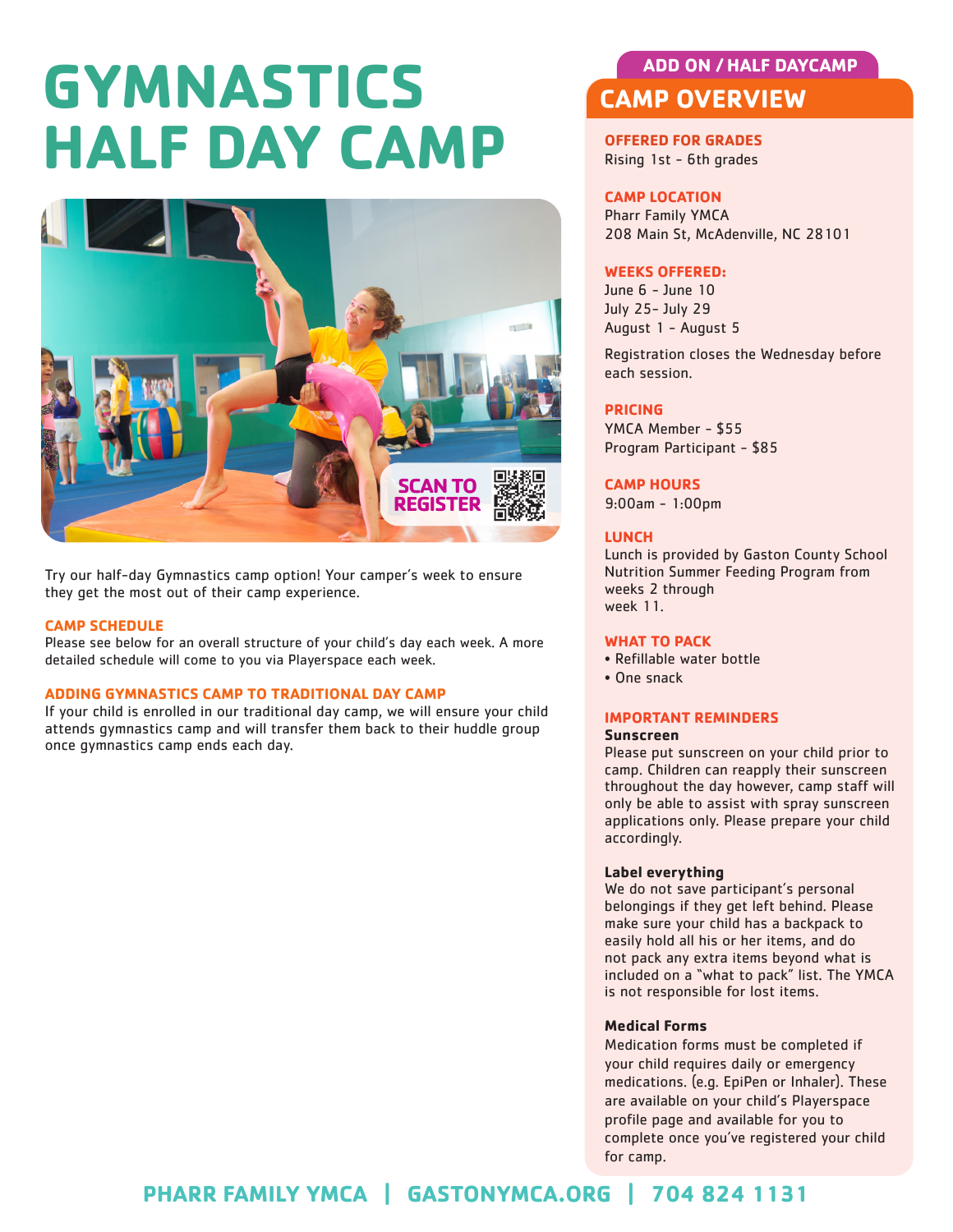# GYMNASTICS HALF DAY CAMP

SCAN TO REGISTER

Try our half-day Gymnastics camp option! Your camper's week to ensure they get the most out of their camp experience.

### CAMP SCHEDULE

Please see below for an overall structure of your child's day each week. A more detailed schedule will come to you via Playerspace each week.

### ADDING GYMNASTICS CAMP TO TRADITIONAL DAY CAMP

If your child is enrolled in our traditional day camp, we will ensure your child attends gymnastics camp and will transfer them back to their huddle group once gymnastics camp ends each day.

ADD ON / HALF DAYCAMP

## CAMP OVERVIEW

### OFFERED FOR GRADES

Rising 1st - 6th grades

### CAMP LOCATION

Pharr Family YMCA
208 Main St, McAdenville, NC 28101

### WEEKS OFFERED:

June 6 - June 10
July 25- July 29
August 1 - August 5

Registration closes the Wednesday before each session.

### PRICING

YMCA Member - $55
Program Participant - $85

### CAMP HOURS

9:00am - 1:00pm

### LUNCH

Lunch is provided by Gaston County School Nutrition Summer Feeding Program from weeks 2 through week 11.

### WHAT TO PACK

- Refillable water bottle
- One snack

### IMPORTANT REMINDERS

**Sunscreen**
Please put sunscreen on your child prior to camp. Children can reapply their sunscreen throughout the day however, camp staff will only be able to assist with spray sunscreen applications only. Please prepare your child accordingly.

**Label everything**
We do not save participant's personal belongings if they get left behind. Please make sure your child has a backpack to easily hold all his or her items, and do not pack any extra items beyond what is included on a "what to pack" list. The YMCA is not responsible for lost items.

**Medical Forms**
Medication forms must be completed if your child requires daily or emergency medications. (e.g. EpiPen or Inhaler). These are available on your child's Playerspace profile page and available for you to complete once you've registered your child for camp.

PHARR FAMILY YMCA | GASTONYMCA.ORG | 704 824 1131